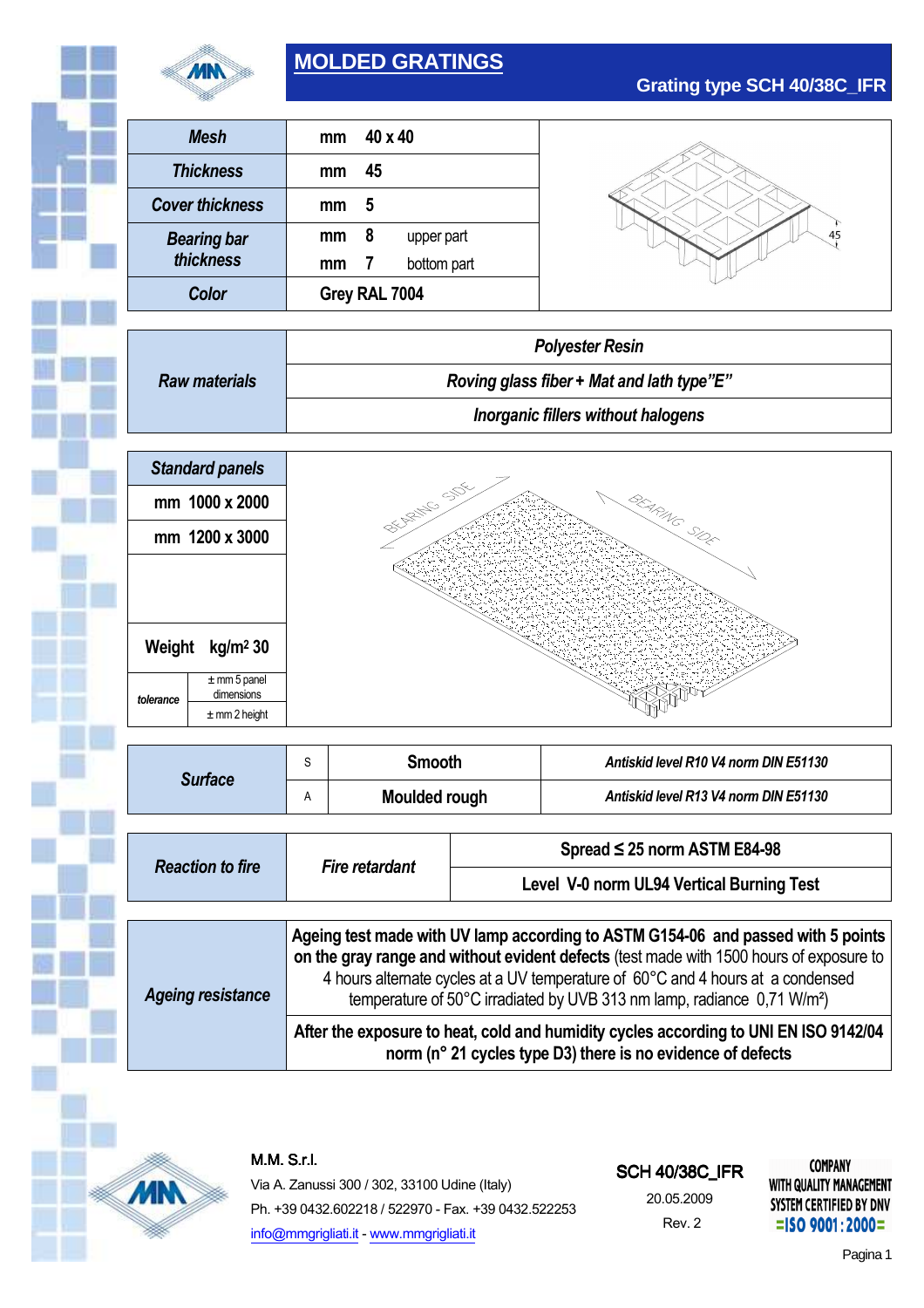# MOLDED GRATINGS

## Grating type SCH 40/38C_IFR

| | | | |
|---|---|---|---|
| ***Mesh*** | mm | 40 x 40 | |
| ***Thickness*** | mm | 45 | |
| ***Cover thickness*** | mm | 5 | |
| ***Bearing bar thickness*** | mm | 8 | upper part |
| | mm | 7 | bottom part |
| ***Color*** | Grey RAL 7004 | | |

| | |
|---|---|
| ***Raw materials*** | ***Polyester Resin*** |
| | ***Roving glass fiber + Mat and lath type"E"*** |
| | ***Inorganic fillers without halogens*** |

| ***Standard panels*** | |
|---|---|
| mm 1000 x 2000 | |
| mm 1200 x 3000 | |
| Weight kg/m² 30 | |
| *tolerance* | ± mm 5 panel dimensions |
| | ± mm 2 height |

BEARING SIDE — BEARING SIDE

| | | | |
|---|---|---|---|
| ***Surface*** | S | **Smooth** | ***Antiskid level R10 V4 norm DIN E51130*** |
| | A | **Moulded rough** | ***Antiskid level R13 V4 norm DIN E51130*** |

| | | |
|---|---|---|
| ***Reaction to fire*** | ***Fire retardant*** | **Spread ≤ 25 norm ASTM E84-98** |
| | | **Level V-0 norm UL94 Vertical Burning Test** |

| | |
|---|---|
| ***Ageing resistance*** | **Ageing test made with UV lamp according to ASTM G154-06 and passed with 5 points on the gray range and without evident defects** (test made with 1500 hours of exposure to 4 hours alternate cycles at a UV temperature of 60°C and 4 hours at a condensed temperature of 50°C irradiated by UVB 313 nm lamp, radiance 0,71 W/m²) |
| | **After the exposure to heat, cold and humidity cycles according to UNI EN ISO 9142/04 norm (n° 21 cycles type D3) there is no evidence of defects** |

M.M. S.r.l.
Via A. Zanussi 300 / 302, 33100 Udine (Italy)
Ph. +39 0432.602218 / 522970 - Fax. +39 0432.522253
info@mmgrigliati.it - www.mmgrigliati.it

SCH 40/38C_IFR
20.05.2009
Rev. 2

COMPANY WITH QUALITY MANAGEMENT SYSTEM CERTIFIED BY DNV =ISO 9001:2000=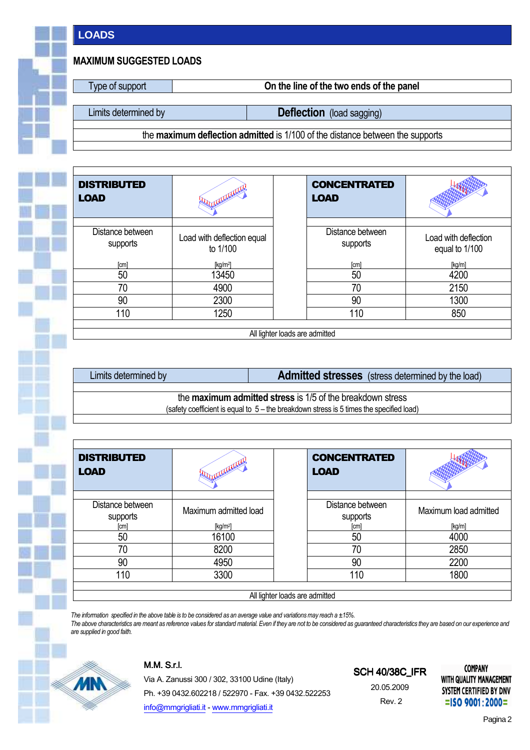## LOADS

### MAXIMUM SUGGESTED LOADS

| Type of support | On the line of the two ends of the panel |
|---|---|

| Limits determined by | **Deflection** (load sagging) |
|---|---|
| the **maximum deflection admitted** is 1/100 of the distance between the supports | |

| **DISTRIBUTED LOAD** | | **CONCENTRATED LOAD** | |
|---|---|---|---|
| Distance between supports [cm] | Load with deflection equal to 1/100 [kg/m²] | Distance between supports [cm] | Load with deflection equal to 1/100 [kg/m] |
| 50 | 13450 | 50 | 4200 |
| 70 | 4900 | 70 | 2150 |
| 90 | 2300 | 90 | 1300 |
| 110 | 1250 | 110 | 850 |

All lighter loads are admitted

| Limits determined by | **Admitted stresses** (stress determined by the load) |
|---|---|
| the **maximum admitted stress** is 1/5 of the breakdown stress (safety coefficient is equal to 5 – the breakdown stress is 5 times the specified load) | |

| **DISTRIBUTED LOAD** | | **CONCENTRATED LOAD** | |
|---|---|---|---|
| Distance between supports [cm] | Maximum admitted load [kg/m²] | Distance between supports [cm] | Maximum load admitted [kg/m] |
| 50 | 16100 | 50 | 4000 |
| 70 | 8200 | 70 | 2850 |
| 90 | 4950 | 90 | 2200 |
| 110 | 3300 | 110 | 1800 |

All lighter loads are admitted

*The information specified in the above table is to be considered as an average value and variations may reach a ±15%.*
*The above characteristics are meant as reference values for standard material. Even if they are not to be considered as guaranteed characteristics they are based on our experience and are supplied in good faith.*

M.M. S.r.l.
Via A. Zanussi 300 / 302, 33100 Udine (Italy)
Ph. +39 0432.602218 / 522970 - Fax. +39 0432.522253
info@mmgrigliati.it - www.mmgrigliati.it

SCH 40/38C_IFR
20.05.2009
Rev. 2

COMPANY WITH QUALITY MANAGEMENT SYSTEM CERTIFIED BY DNV =ISO 9001:2000=